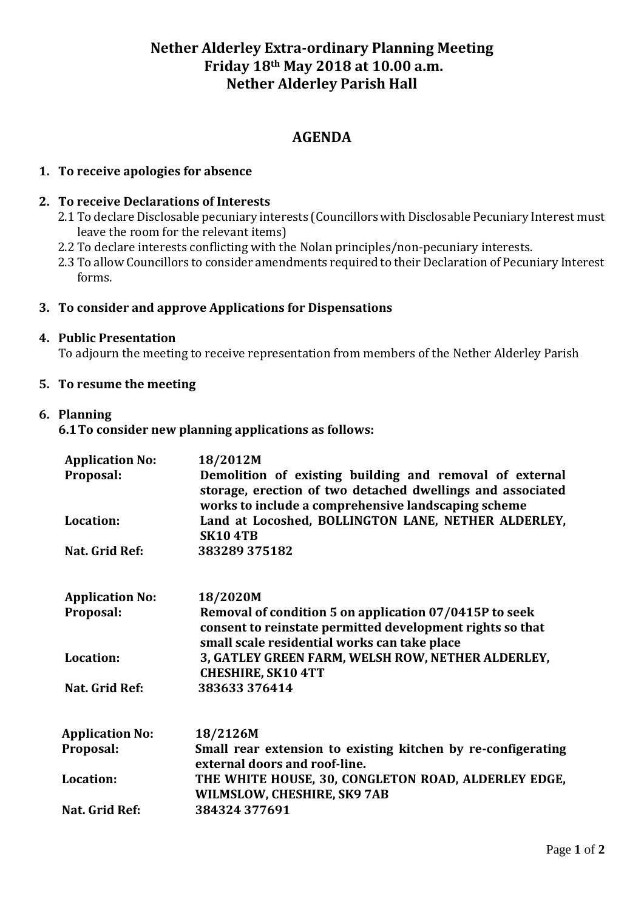# Nether Alderley Extra-ordinary Planning Meeting
# Friday 18th May 2018 at 10.00 a.m.
# Nether Alderley Parish Hall

## AGENDA

1. **To receive apologies for absence**

2. **To receive Declarations of Interests**
   - 2.1 To declare Disclosable pecuniary interests (Councillors with Disclosable Pecuniary Interest must leave the room for the relevant items)
   - 2.2 To declare interests conflicting with the Nolan principles/non-pecuniary interests.
   - 2.3 To allow Councillors to consider amendments required to their Declaration of Pecuniary Interest forms.

3. **To consider and approve Applications for Dispensations**

4. **Public Presentation**
   To adjourn the meeting to receive representation from members of the Nether Alderley Parish

5. **To resume the meeting**

6. **Planning**
   **6.1 To consider new planning applications as follows:**

| | |
|---|---|
| **Application No:** | **18/2012M** |
| **Proposal:** | **Demolition of existing building and removal of external storage, erection of two detached dwellings and associated works to include a comprehensive landscaping scheme** |
| **Location:** | **Land at Locoshed, BOLLINGTON LANE, NETHER ALDERLEY, SK10 4TB** |
| **Nat. Grid Ref:** | **383289 375182** |

| | |
|---|---|
| **Application No:** | **18/2020M** |
| **Proposal:** | **Removal of condition 5 on application 07/0415P to seek consent to reinstate permitted development rights so that small scale residential works can take place** |
| **Location:** | **3, GATLEY GREEN FARM, WELSH ROW, NETHER ALDERLEY, CHESHIRE, SK10 4TT** |
| **Nat. Grid Ref:** | **383633 376414** |

| | |
|---|---|
| **Application No:** | **18/2126M** |
| **Proposal:** | **Small rear extension to existing kitchen by re-configerating external doors and roof-line.** |
| **Location:** | **THE WHITE HOUSE, 30, CONGLETON ROAD, ALDERLEY EDGE, WILMSLOW, CHESHIRE, SK9 7AB** |
| **Nat. Grid Ref:** | **384324 377691** |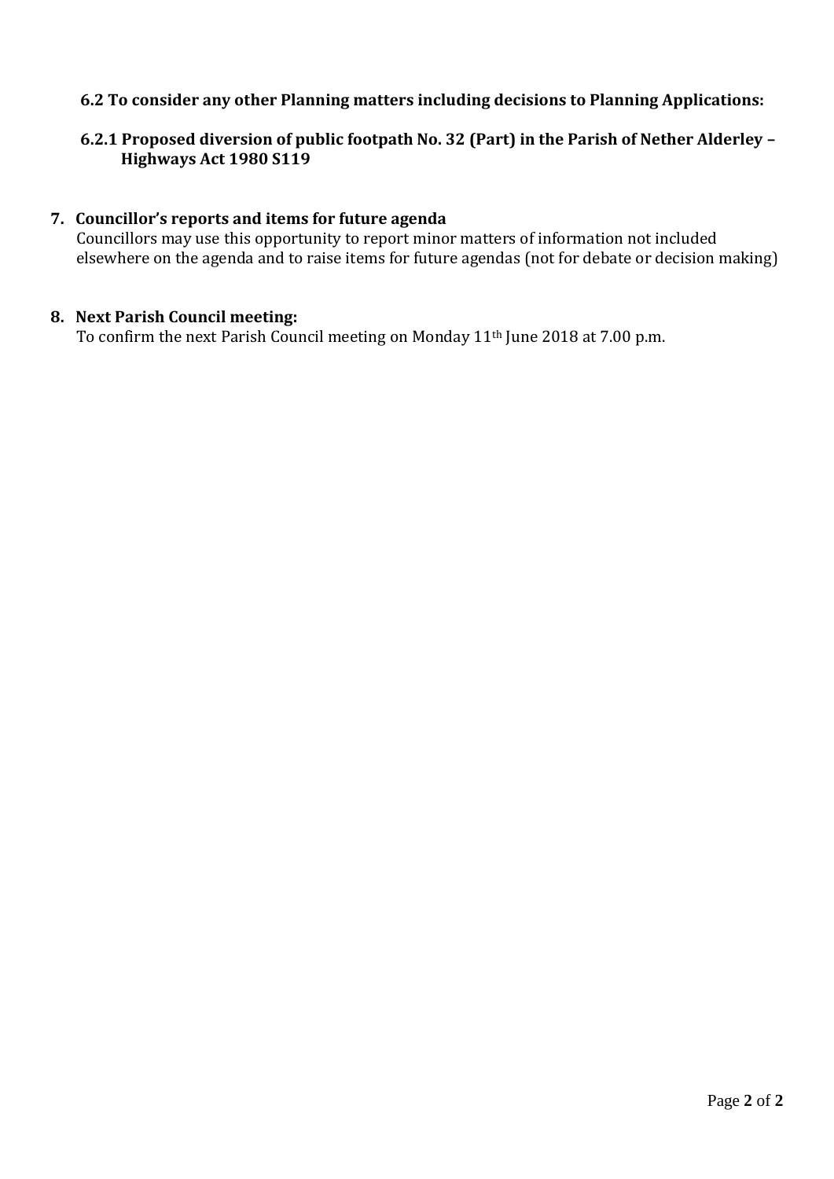**6.2 To consider any other Planning matters including decisions to Planning Applications:**

**6.2.1 Proposed diversion of public footpath No. 32 (Part) in the Parish of Nether Alderley – Highways Act 1980 S119**

**7. Councillor's reports and items for future agenda**

Councillors may use this opportunity to report minor matters of information not included elsewhere on the agenda and to raise items for future agendas (not for debate or decision making)

**8. Next Parish Council meeting:**

To confirm the next Parish Council meeting on Monday 11th June 2018 at 7.00 p.m.